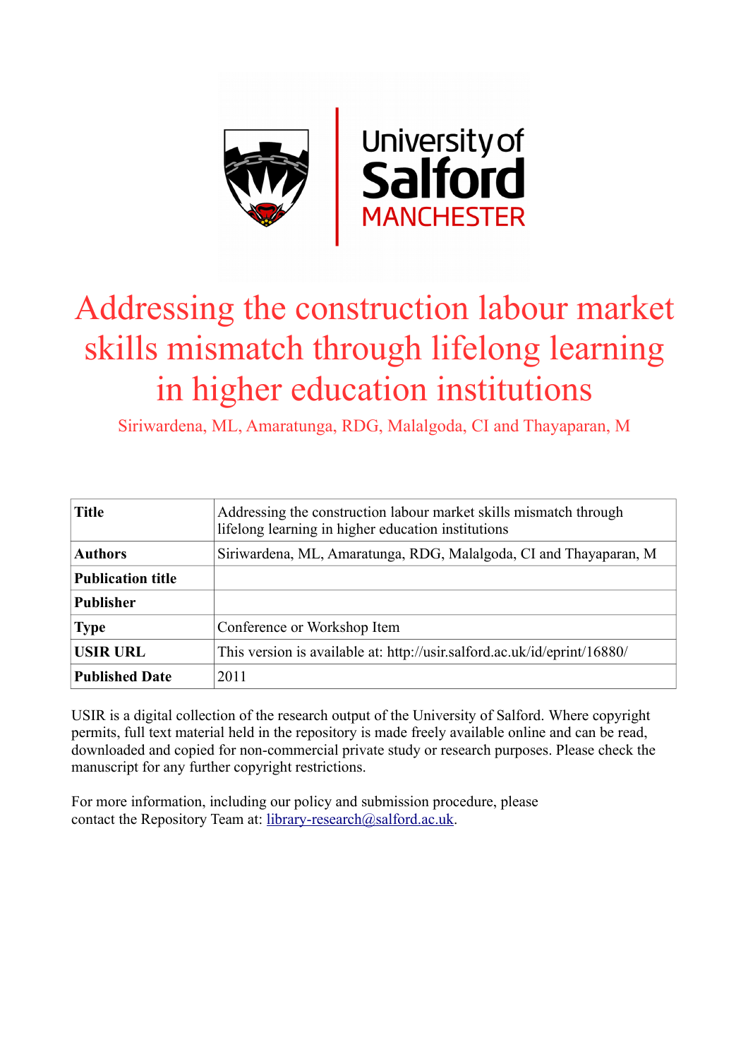# Addressing the construction labour market skills mismatch through lifelong learning in higher education institutions

Siriwardena, ML, Amaratunga, RDG, Malalgoda, CI and Thayaparan, M

| **Title** | Addressing the construction labour market skills mismatch through lifelong learning in higher education institutions |
|---|---|
| **Authors** | Siriwardena, ML, Amaratunga, RDG, Malalgoda, CI and Thayaparan, M |
| **Publication title** | |
| **Publisher** | |
| **Type** | Conference or Workshop Item |
| **USIR URL** | This version is available at: http://usir.salford.ac.uk/id/eprint/16880/ |
| **Published Date** | 2011 |

USIR is a digital collection of the research output of the University of Salford. Where copyright permits, full text material held in the repository is made freely available online and can be read, downloaded and copied for non-commercial private study or research purposes. Please check the manuscript for any further copyright restrictions.

For more information, including our policy and submission procedure, please contact the Repository Team at: library-research@salford.ac.uk.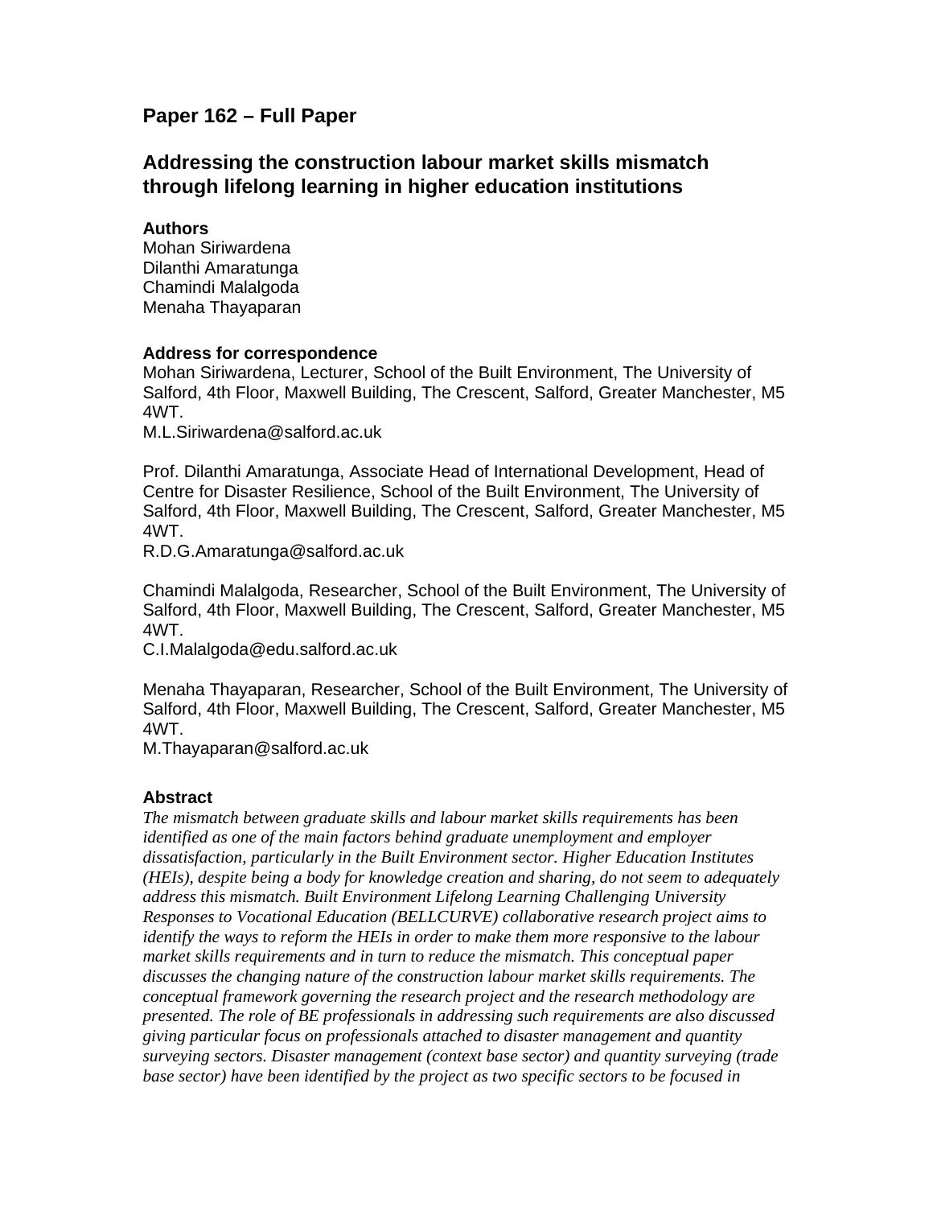## Paper 162 – Full Paper

## Addressing the construction labour market skills mismatch through lifelong learning in higher education institutions

**Authors**
Mohan Siriwardena
Dilanthi Amaratunga
Chamindi Malalgoda
Menaha Thayaparan

**Address for correspondence**
Mohan Siriwardena, Lecturer, School of the Built Environment, The University of Salford, 4th Floor, Maxwell Building, The Crescent, Salford, Greater Manchester, M5 4WT.
M.L.Siriwardena@salford.ac.uk

Prof. Dilanthi Amaratunga, Associate Head of International Development, Head of Centre for Disaster Resilience, School of the Built Environment, The University of Salford, 4th Floor, Maxwell Building, The Crescent, Salford, Greater Manchester, M5 4WT.
R.D.G.Amaratunga@salford.ac.uk

Chamindi Malalgoda, Researcher, School of the Built Environment, The University of Salford, 4th Floor, Maxwell Building, The Crescent, Salford, Greater Manchester, M5 4WT.
C.I.Malalgoda@edu.salford.ac.uk

Menaha Thayaparan, Researcher, School of the Built Environment, The University of Salford, 4th Floor, Maxwell Building, The Crescent, Salford, Greater Manchester, M5 4WT.
M.Thayaparan@salford.ac.uk

**Abstract**
*The mismatch between graduate skills and labour market skills requirements has been identified as one of the main factors behind graduate unemployment and employer dissatisfaction, particularly in the Built Environment sector. Higher Education Institutes (HEIs), despite being a body for knowledge creation and sharing, do not seem to adequately address this mismatch. Built Environment Lifelong Learning Challenging University Responses to Vocational Education (BELLCURVE) collaborative research project aims to identify the ways to reform the HEIs in order to make them more responsive to the labour market skills requirements and in turn to reduce the mismatch. This conceptual paper discusses the changing nature of the construction labour market skills requirements. The conceptual framework governing the research project and the research methodology are presented. The role of BE professionals in addressing such requirements are also discussed giving particular focus on professionals attached to disaster management and quantity surveying sectors. Disaster management (context base sector) and quantity surveying (trade base sector) have been identified by the project as two specific sectors to be focused in*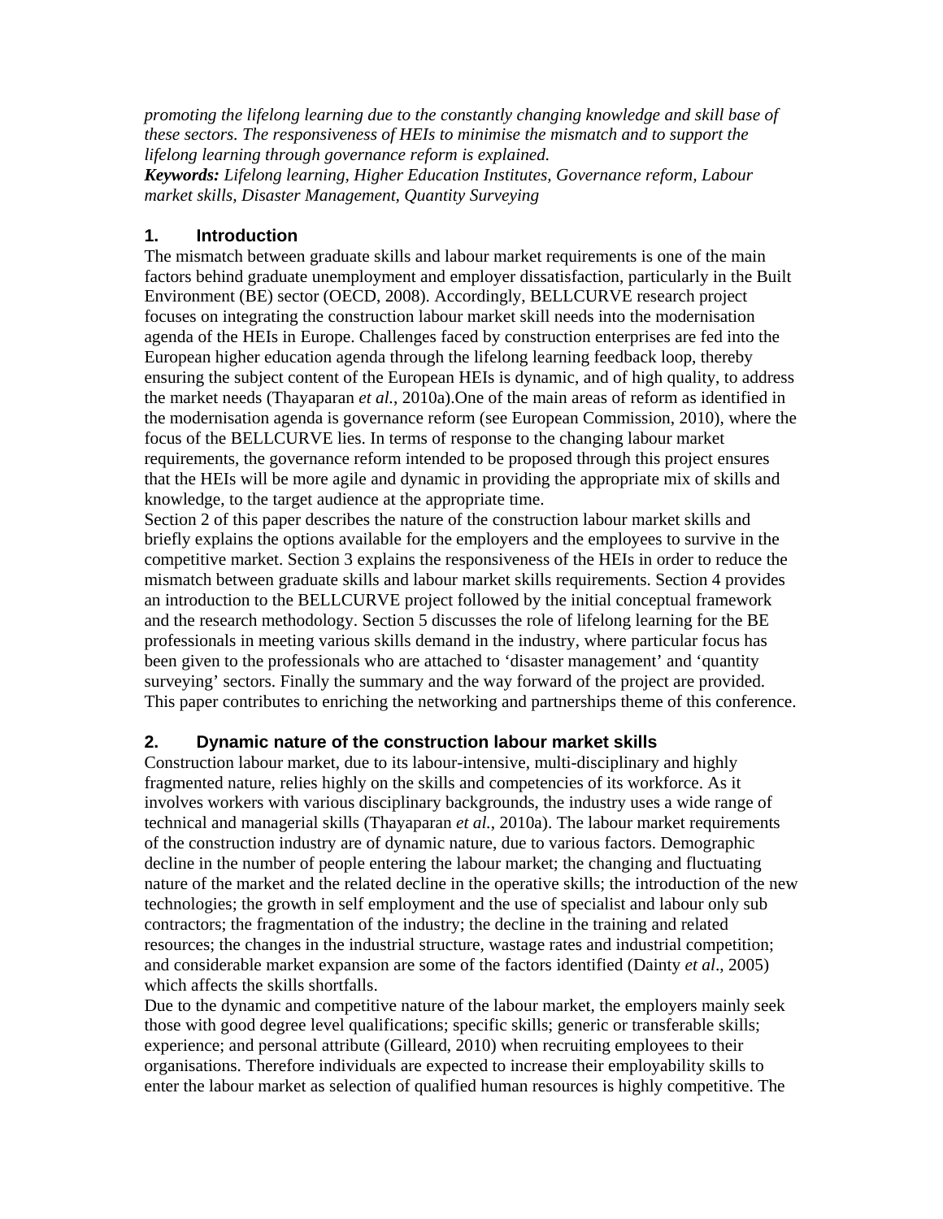*promoting the lifelong learning due to the constantly changing knowledge and skill base of these sectors. The responsiveness of HEIs to minimise the mismatch and to support the lifelong learning through governance reform is explained.*

***Keywords:*** *Lifelong learning, Higher Education Institutes, Governance reform, Labour market skills, Disaster Management, Quantity Surveying*

## 1. Introduction

The mismatch between graduate skills and labour market requirements is one of the main factors behind graduate unemployment and employer dissatisfaction, particularly in the Built Environment (BE) sector (OECD, 2008). Accordingly, BELLCURVE research project focuses on integrating the construction labour market skill needs into the modernisation agenda of the HEIs in Europe. Challenges faced by construction enterprises are fed into the European higher education agenda through the lifelong learning feedback loop, thereby ensuring the subject content of the European HEIs is dynamic, and of high quality, to address the market needs (Thayaparan *et al.*, 2010a).One of the main areas of reform as identified in the modernisation agenda is governance reform (see European Commission, 2010), where the focus of the BELLCURVE lies. In terms of response to the changing labour market requirements, the governance reform intended to be proposed through this project ensures that the HEIs will be more agile and dynamic in providing the appropriate mix of skills and knowledge, to the target audience at the appropriate time.

Section 2 of this paper describes the nature of the construction labour market skills and briefly explains the options available for the employers and the employees to survive in the competitive market. Section 3 explains the responsiveness of the HEIs in order to reduce the mismatch between graduate skills and labour market skills requirements. Section 4 provides an introduction to the BELLCURVE project followed by the initial conceptual framework and the research methodology. Section 5 discusses the role of lifelong learning for the BE professionals in meeting various skills demand in the industry, where particular focus has been given to the professionals who are attached to 'disaster management' and 'quantity surveying' sectors. Finally the summary and the way forward of the project are provided. This paper contributes to enriching the networking and partnerships theme of this conference.

## 2. Dynamic nature of the construction labour market skills

Construction labour market, due to its labour-intensive, multi-disciplinary and highly fragmented nature, relies highly on the skills and competencies of its workforce. As it involves workers with various disciplinary backgrounds, the industry uses a wide range of technical and managerial skills (Thayaparan *et al.*, 2010a). The labour market requirements of the construction industry are of dynamic nature, due to various factors. Demographic decline in the number of people entering the labour market; the changing and fluctuating nature of the market and the related decline in the operative skills; the introduction of the new technologies; the growth in self employment and the use of specialist and labour only sub contractors; the fragmentation of the industry; the decline in the training and related resources; the changes in the industrial structure, wastage rates and industrial competition; and considerable market expansion are some of the factors identified (Dainty *et al*., 2005) which affects the skills shortfalls.

Due to the dynamic and competitive nature of the labour market, the employers mainly seek those with good degree level qualifications; specific skills; generic or transferable skills; experience; and personal attribute (Gilleard, 2010) when recruiting employees to their organisations. Therefore individuals are expected to increase their employability skills to enter the labour market as selection of qualified human resources is highly competitive. The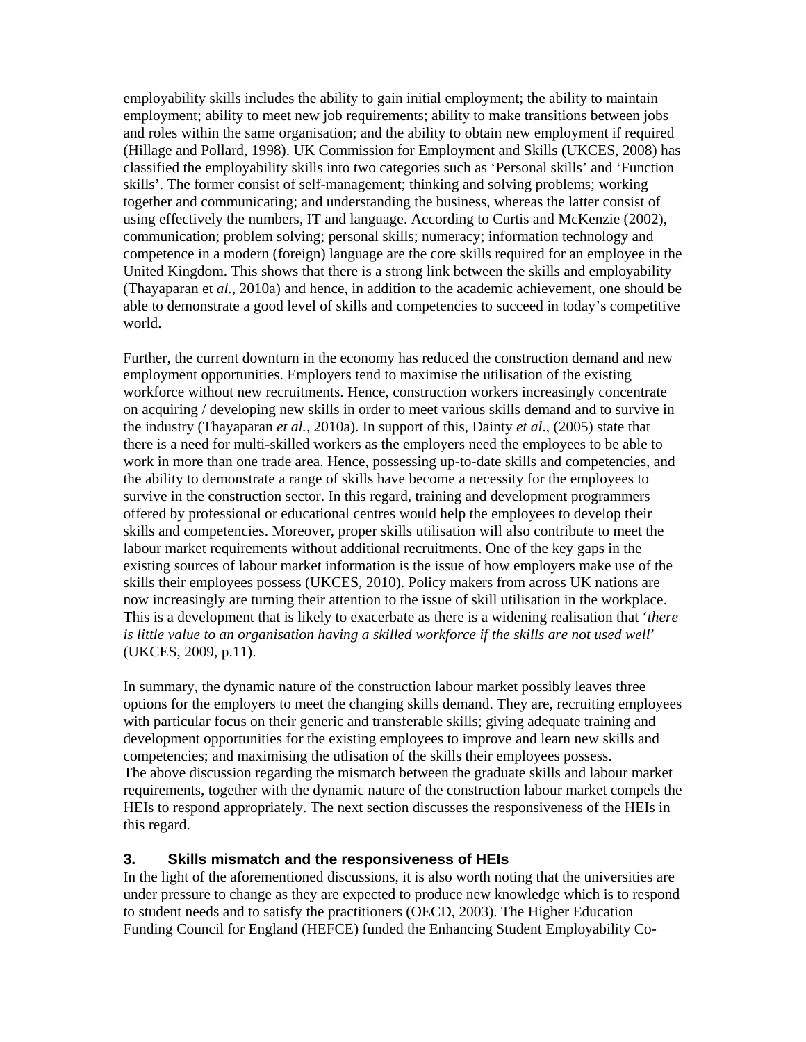employability skills includes the ability to gain initial employment; the ability to maintain employment; ability to meet new job requirements; ability to make transitions between jobs and roles within the same organisation; and the ability to obtain new employment if required (Hillage and Pollard, 1998). UK Commission for Employment and Skills (UKCES, 2008) has classified the employability skills into two categories such as 'Personal skills' and 'Function skills'. The former consist of self-management; thinking and solving problems; working together and communicating; and understanding the business, whereas the latter consist of using effectively the numbers, IT and language. According to Curtis and McKenzie (2002), communication; problem solving; personal skills; numeracy; information technology and competence in a modern (foreign) language are the core skills required for an employee in the United Kingdom. This shows that there is a strong link between the skills and employability (Thayaparan et *al.*, 2010a) and hence, in addition to the academic achievement, one should be able to demonstrate a good level of skills and competencies to succeed in today's competitive world.

Further, the current downturn in the economy has reduced the construction demand and new employment opportunities. Employers tend to maximise the utilisation of the existing workforce without new recruitments. Hence, construction workers increasingly concentrate on acquiring / developing new skills in order to meet various skills demand and to survive in the industry (Thayaparan *et al.*, 2010a). In support of this, Dainty *et al*., (2005) state that there is a need for multi-skilled workers as the employers need the employees to be able to work in more than one trade area. Hence, possessing up-to-date skills and competencies, and the ability to demonstrate a range of skills have become a necessity for the employees to survive in the construction sector. In this regard, training and development programmers offered by professional or educational centres would help the employees to develop their skills and competencies. Moreover, proper skills utilisation will also contribute to meet the labour market requirements without additional recruitments. One of the key gaps in the existing sources of labour market information is the issue of how employers make use of the skills their employees possess (UKCES, 2010). Policy makers from across UK nations are now increasingly are turning their attention to the issue of skill utilisation in the workplace. This is a development that is likely to exacerbate as there is a widening realisation that '*there is little value to an organisation having a skilled workforce if the skills are not used well*' (UKCES, 2009, p.11).

In summary, the dynamic nature of the construction labour market possibly leaves three options for the employers to meet the changing skills demand. They are, recruiting employees with particular focus on their generic and transferable skills; giving adequate training and development opportunities for the existing employees to improve and learn new skills and competencies; and maximising the utlisation of the skills their employees possess.
The above discussion regarding the mismatch between the graduate skills and labour market requirements, together with the dynamic nature of the construction labour market compels the HEIs to respond appropriately. The next section discusses the responsiveness of the HEIs in this regard.

## 3. Skills mismatch and the responsiveness of HEIs

In the light of the aforementioned discussions, it is also worth noting that the universities are under pressure to change as they are expected to produce new knowledge which is to respond to student needs and to satisfy the practitioners (OECD, 2003). The Higher Education Funding Council for England (HEFCE) funded the Enhancing Student Employability Co-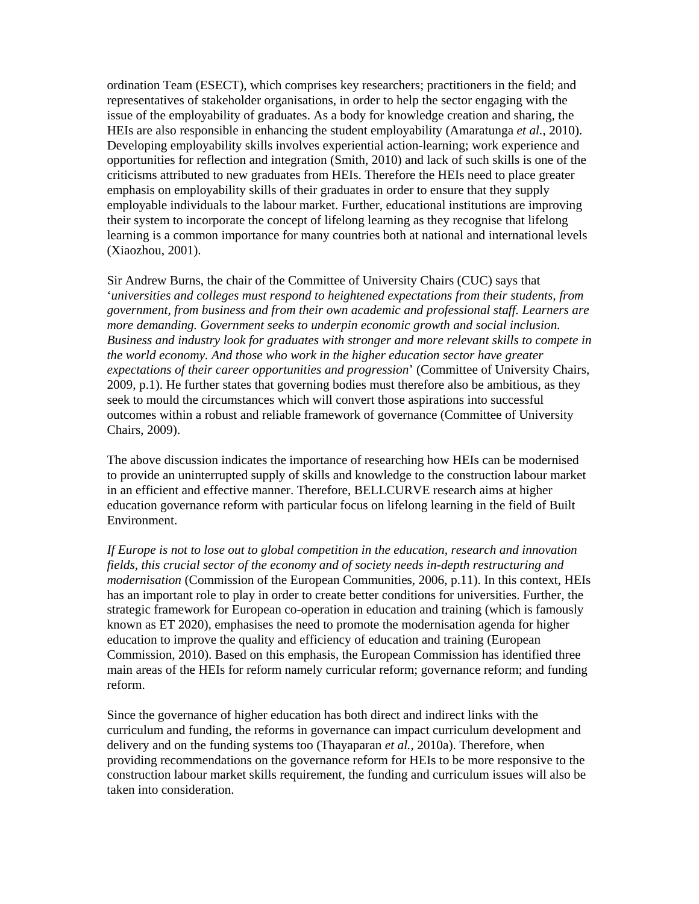ordination Team (ESECT), which comprises key researchers; practitioners in the field; and representatives of stakeholder organisations, in order to help the sector engaging with the issue of the employability of graduates. As a body for knowledge creation and sharing, the HEIs are also responsible in enhancing the student employability (Amaratunga *et al.*, 2010). Developing employability skills involves experiential action-learning; work experience and opportunities for reflection and integration (Smith, 2010) and lack of such skills is one of the criticisms attributed to new graduates from HEIs. Therefore the HEIs need to place greater emphasis on employability skills of their graduates in order to ensure that they supply employable individuals to the labour market. Further, educational institutions are improving their system to incorporate the concept of lifelong learning as they recognise that lifelong learning is a common importance for many countries both at national and international levels (Xiaozhou, 2001).

Sir Andrew Burns, the chair of the Committee of University Chairs (CUC) says that '*universities and colleges must respond to heightened expectations from their students, from government, from business and from their own academic and professional staff. Learners are more demanding. Government seeks to underpin economic growth and social inclusion. Business and industry look for graduates with stronger and more relevant skills to compete in the world economy. And those who work in the higher education sector have greater expectations of their career opportunities and progression*' (Committee of University Chairs, 2009, p.1). He further states that governing bodies must therefore also be ambitious, as they seek to mould the circumstances which will convert those aspirations into successful outcomes within a robust and reliable framework of governance (Committee of University Chairs, 2009).

The above discussion indicates the importance of researching how HEIs can be modernised to provide an uninterrupted supply of skills and knowledge to the construction labour market in an efficient and effective manner. Therefore, BELLCURVE research aims at higher education governance reform with particular focus on lifelong learning in the field of Built Environment.

*If Europe is not to lose out to global competition in the education, research and innovation fields, this crucial sector of the economy and of society needs in-depth restructuring and modernisation* (Commission of the European Communities, 2006, p.11). In this context, HEIs has an important role to play in order to create better conditions for universities. Further, the strategic framework for European co-operation in education and training (which is famously known as ET 2020), emphasises the need to promote the modernisation agenda for higher education to improve the quality and efficiency of education and training (European Commission, 2010). Based on this emphasis, the European Commission has identified three main areas of the HEIs for reform namely curricular reform; governance reform; and funding reform.

Since the governance of higher education has both direct and indirect links with the curriculum and funding, the reforms in governance can impact curriculum development and delivery and on the funding systems too (Thayaparan *et al.*, 2010a). Therefore, when providing recommendations on the governance reform for HEIs to be more responsive to the construction labour market skills requirement, the funding and curriculum issues will also be taken into consideration.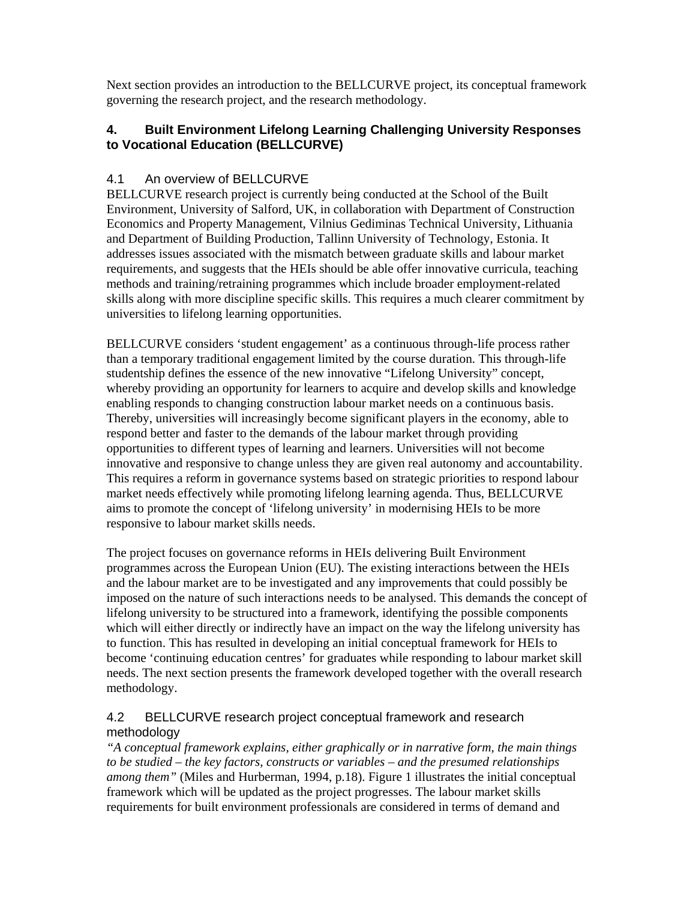Next section provides an introduction to the BELLCURVE project, its conceptual framework governing the research project, and the research methodology.

## 4. Built Environment Lifelong Learning Challenging University Responses to Vocational Education (BELLCURVE)

### 4.1 An overview of BELLCURVE

BELLCURVE research project is currently being conducted at the School of the Built Environment, University of Salford, UK, in collaboration with Department of Construction Economics and Property Management, Vilnius Gediminas Technical University, Lithuania and Department of Building Production, Tallinn University of Technology, Estonia. It addresses issues associated with the mismatch between graduate skills and labour market requirements, and suggests that the HEIs should be able offer innovative curricula, teaching methods and training/retraining programmes which include broader employment-related skills along with more discipline specific skills. This requires a much clearer commitment by universities to lifelong learning opportunities.

BELLCURVE considers 'student engagement' as a continuous through-life process rather than a temporary traditional engagement limited by the course duration. This through-life studentship defines the essence of the new innovative "Lifelong University" concept, whereby providing an opportunity for learners to acquire and develop skills and knowledge enabling responds to changing construction labour market needs on a continuous basis. Thereby, universities will increasingly become significant players in the economy, able to respond better and faster to the demands of the labour market through providing opportunities to different types of learning and learners. Universities will not become innovative and responsive to change unless they are given real autonomy and accountability. This requires a reform in governance systems based on strategic priorities to respond labour market needs effectively while promoting lifelong learning agenda. Thus, BELLCURVE aims to promote the concept of 'lifelong university' in modernising HEIs to be more responsive to labour market skills needs.

The project focuses on governance reforms in HEIs delivering Built Environment programmes across the European Union (EU). The existing interactions between the HEIs and the labour market are to be investigated and any improvements that could possibly be imposed on the nature of such interactions needs to be analysed. This demands the concept of lifelong university to be structured into a framework, identifying the possible components which will either directly or indirectly have an impact on the way the lifelong university has to function. This has resulted in developing an initial conceptual framework for HEIs to become 'continuing education centres' for graduates while responding to labour market skill needs. The next section presents the framework developed together with the overall research methodology.

### 4.2 BELLCURVE research project conceptual framework and research methodology

*"A conceptual framework explains, either graphically or in narrative form, the main things to be studied – the key factors, constructs or variables – and the presumed relationships among them"* (Miles and Hurberman, 1994, p.18). Figure 1 illustrates the initial conceptual framework which will be updated as the project progresses. The labour market skills requirements for built environment professionals are considered in terms of demand and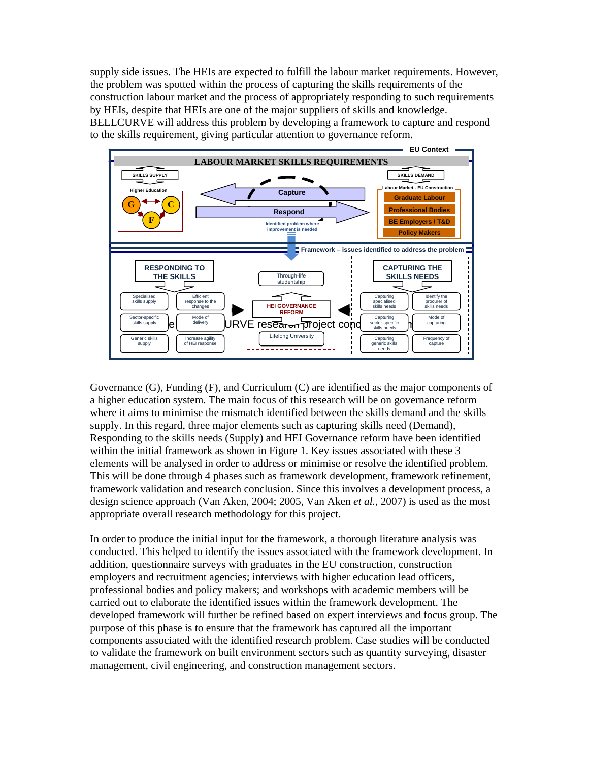supply side issues. The HEIs are expected to fulfill the labour market requirements. However, the problem was spotted within the process of capturing the skills requirements of the construction labour market and the process of appropriately responding to such requirements by HEIs, despite that HEIs are one of the major suppliers of skills and knowledge. BELLCURVE will address this problem by developing a framework to capture and respond to the skills requirement, giving particular attention to governance reform.

EU Context

LABOUR MARKET SKILLS REQUIREMENTS

SKILLS SUPPLY

Higher Education

G C F

Capture

Respond

Identified problem where improvement is needed

SKILLS DEMAND

Labour Market - EU Construction

Graduate Labour

Professional Bodies

BE Employers / T&D

Policy Makers

Framework – issues identified to address the problem

RESPONDING TO THE SKILLS

Specialised skills supply | Efficient response to the changes

Sector-specific skills supply | Mode of delivery

Generic skills supply | Increase agility of HEI response

Through-life studentship

HEI GOVERNANCE REFORM

Lifelong University

CAPTURING THE SKILLS NEEDS

Capturing specialised skills needs | Identify the procurer of skills needs

Capturing sector-specific skills needs | Mode of capturing

Capturing generic skills needs | Frequency of capture

Governance (G), Funding (F), and Curriculum (C) are identified as the major components of a higher education system. The main focus of this research will be on governance reform where it aims to minimise the mismatch identified between the skills demand and the skills supply. In this regard, three major elements such as capturing skills need (Demand), Responding to the skills needs (Supply) and HEI Governance reform have been identified within the initial framework as shown in Figure 1. Key issues associated with these 3 elements will be analysed in order to address or minimise or resolve the identified problem. This will be done through 4 phases such as framework development, framework refinement, framework validation and research conclusion. Since this involves a development process, a design science approach (Van Aken, 2004; 2005, Van Aken *et al.*, 2007) is used as the most appropriate overall research methodology for this project.

In order to produce the initial input for the framework, a thorough literature analysis was conducted. This helped to identify the issues associated with the framework development. In addition, questionnaire surveys with graduates in the EU construction, construction employers and recruitment agencies; interviews with higher education lead officers, professional bodies and policy makers; and workshops with academic members will be carried out to elaborate the identified issues within the framework development. The developed framework will further be refined based on expert interviews and focus group. The purpose of this phase is to ensure that the framework has captured all the important components associated with the identified research problem. Case studies will be conducted to validate the framework on built environment sectors such as quantity surveying, disaster management, civil engineering, and construction management sectors.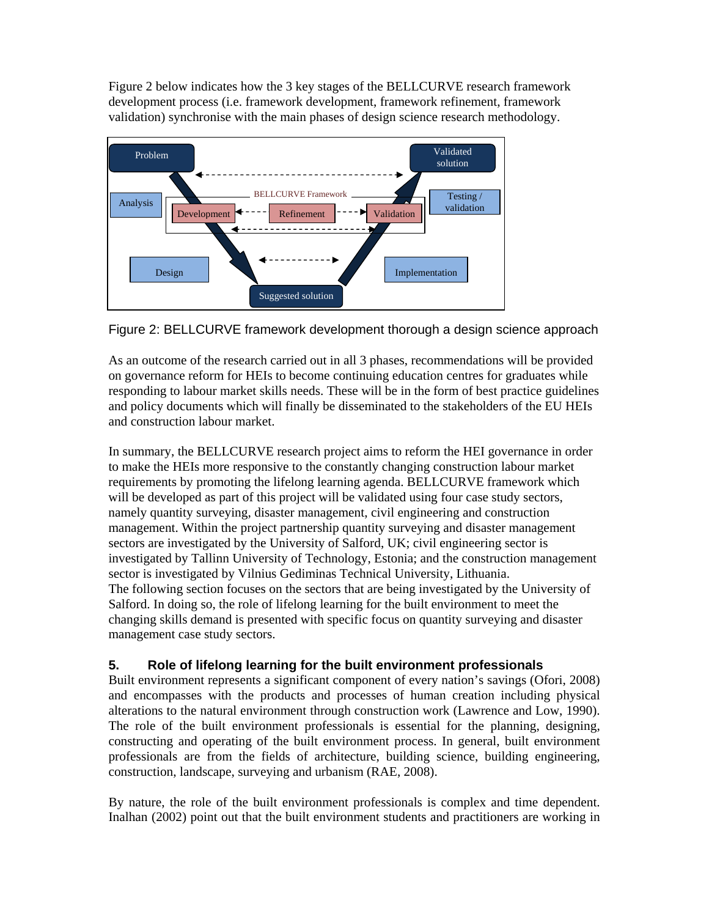Figure 2 below indicates how the 3 key stages of the BELLCURVE research framework development process (i.e. framework development, framework refinement, framework validation) synchronise with the main phases of design science research methodology.

Figure 2: BELLCURVE framework development thorough a design science approach

As an outcome of the research carried out in all 3 phases, recommendations will be provided on governance reform for HEIs to become continuing education centres for graduates while responding to labour market skills needs. These will be in the form of best practice guidelines and policy documents which will finally be disseminated to the stakeholders of the EU HEIs and construction labour market.

In summary, the BELLCURVE research project aims to reform the HEI governance in order to make the HEIs more responsive to the constantly changing construction labour market requirements by promoting the lifelong learning agenda. BELLCURVE framework which will be developed as part of this project will be validated using four case study sectors, namely quantity surveying, disaster management, civil engineering and construction management. Within the project partnership quantity surveying and disaster management sectors are investigated by the University of Salford, UK; civil engineering sector is investigated by Tallinn University of Technology, Estonia; and the construction management sector is investigated by Vilnius Gediminas Technical University, Lithuania.
The following section focuses on the sectors that are being investigated by the University of Salford. In doing so, the role of lifelong learning for the built environment to meet the changing skills demand is presented with specific focus on quantity surveying and disaster management case study sectors.

## 5. Role of lifelong learning for the built environment professionals

Built environment represents a significant component of every nation's savings (Ofori, 2008) and encompasses with the products and processes of human creation including physical alterations to the natural environment through construction work (Lawrence and Low, 1990). The role of the built environment professionals is essential for the planning, designing, constructing and operating of the built environment process. In general, built environment professionals are from the fields of architecture, building science, building engineering, construction, landscape, surveying and urbanism (RAE, 2008).

By nature, the role of the built environment professionals is complex and time dependent. Inalhan (2002) point out that the built environment students and practitioners are working in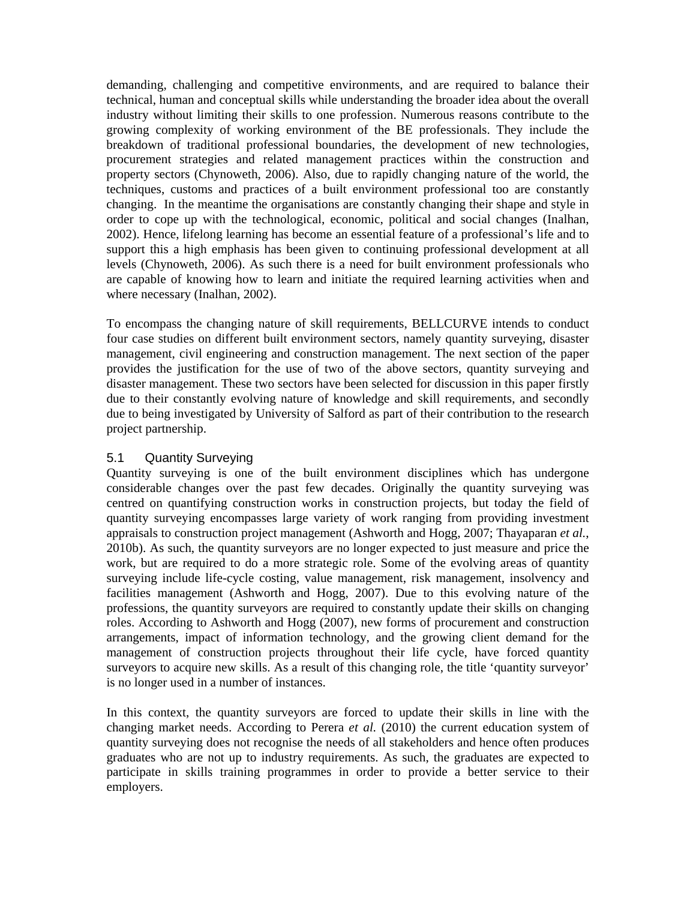demanding, challenging and competitive environments, and are required to balance their technical, human and conceptual skills while understanding the broader idea about the overall industry without limiting their skills to one profession. Numerous reasons contribute to the growing complexity of working environment of the BE professionals. They include the breakdown of traditional professional boundaries, the development of new technologies, procurement strategies and related management practices within the construction and property sectors (Chynoweth, 2006). Also, due to rapidly changing nature of the world, the techniques, customs and practices of a built environment professional too are constantly changing. In the meantime the organisations are constantly changing their shape and style in order to cope up with the technological, economic, political and social changes (Inalhan, 2002). Hence, lifelong learning has become an essential feature of a professional's life and to support this a high emphasis has been given to continuing professional development at all levels (Chynoweth, 2006). As such there is a need for built environment professionals who are capable of knowing how to learn and initiate the required learning activities when and where necessary (Inalhan, 2002).

To encompass the changing nature of skill requirements, BELLCURVE intends to conduct four case studies on different built environment sectors, namely quantity surveying, disaster management, civil engineering and construction management. The next section of the paper provides the justification for the use of two of the above sectors, quantity surveying and disaster management. These two sectors have been selected for discussion in this paper firstly due to their constantly evolving nature of knowledge and skill requirements, and secondly due to being investigated by University of Salford as part of their contribution to the research project partnership.

## 5.1 Quantity Surveying

Quantity surveying is one of the built environment disciplines which has undergone considerable changes over the past few decades. Originally the quantity surveying was centred on quantifying construction works in construction projects, but today the field of quantity surveying encompasses large variety of work ranging from providing investment appraisals to construction project management (Ashworth and Hogg, 2007; Thayaparan *et al.*, 2010b). As such, the quantity surveyors are no longer expected to just measure and price the work, but are required to do a more strategic role. Some of the evolving areas of quantity surveying include life-cycle costing, value management, risk management, insolvency and facilities management (Ashworth and Hogg, 2007). Due to this evolving nature of the professions, the quantity surveyors are required to constantly update their skills on changing roles. According to Ashworth and Hogg (2007), new forms of procurement and construction arrangements, impact of information technology, and the growing client demand for the management of construction projects throughout their life cycle, have forced quantity surveyors to acquire new skills. As a result of this changing role, the title 'quantity surveyor' is no longer used in a number of instances.

In this context, the quantity surveyors are forced to update their skills in line with the changing market needs. According to Perera *et al.* (2010) the current education system of quantity surveying does not recognise the needs of all stakeholders and hence often produces graduates who are not up to industry requirements. As such, the graduates are expected to participate in skills training programmes in order to provide a better service to their employers.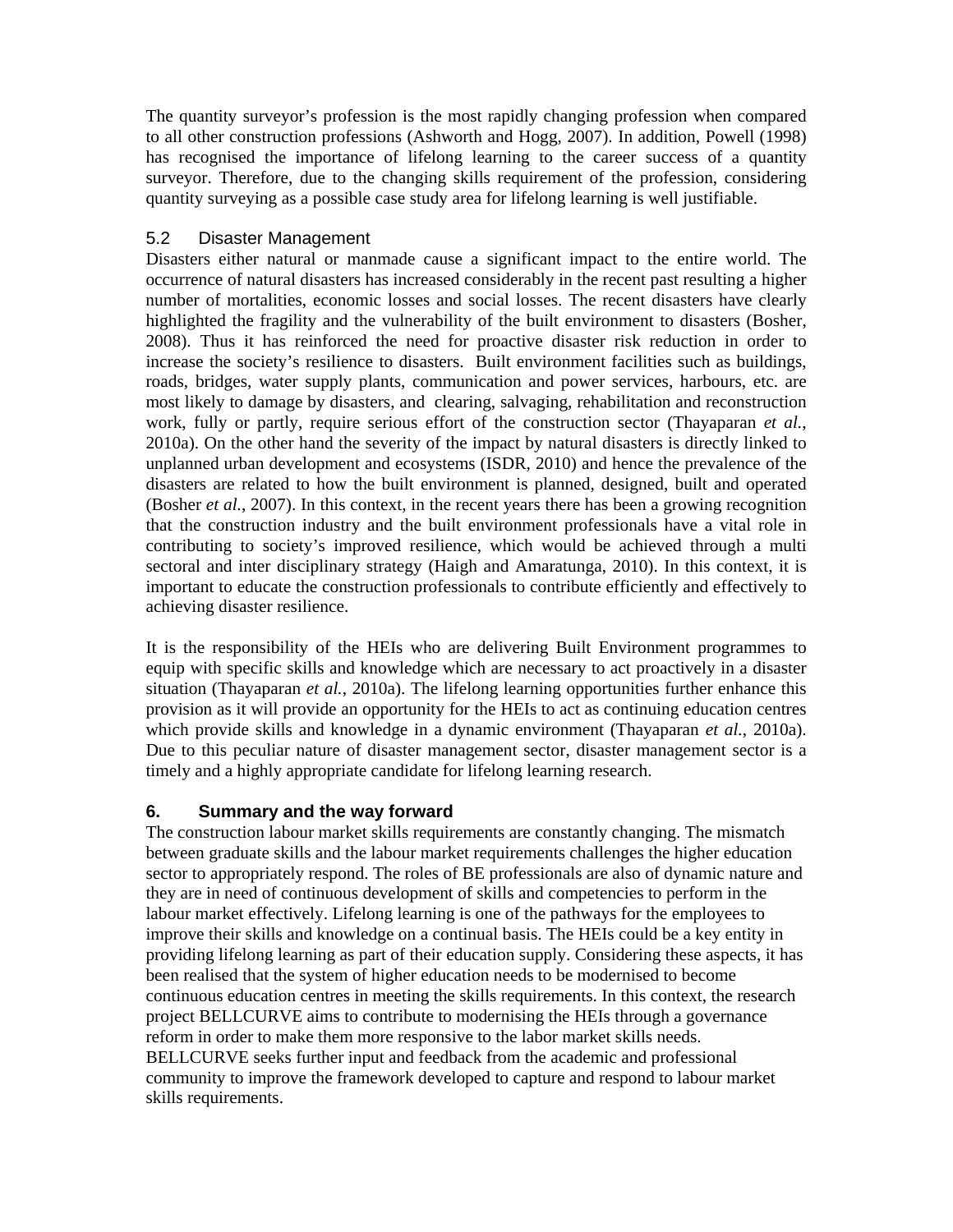The quantity surveyor's profession is the most rapidly changing profession when compared to all other construction professions (Ashworth and Hogg, 2007). In addition, Powell (1998) has recognised the importance of lifelong learning to the career success of a quantity surveyor. Therefore, due to the changing skills requirement of the profession, considering quantity surveying as a possible case study area for lifelong learning is well justifiable.

### 5.2 Disaster Management

Disasters either natural or manmade cause a significant impact to the entire world. The occurrence of natural disasters has increased considerably in the recent past resulting a higher number of mortalities, economic losses and social losses. The recent disasters have clearly highlighted the fragility and the vulnerability of the built environment to disasters (Bosher, 2008). Thus it has reinforced the need for proactive disaster risk reduction in order to increase the society's resilience to disasters. Built environment facilities such as buildings, roads, bridges, water supply plants, communication and power services, harbours, etc. are most likely to damage by disasters, and clearing, salvaging, rehabilitation and reconstruction work, fully or partly, require serious effort of the construction sector (Thayaparan *et al.*, 2010a). On the other hand the severity of the impact by natural disasters is directly linked to unplanned urban development and ecosystems (ISDR, 2010) and hence the prevalence of the disasters are related to how the built environment is planned, designed, built and operated (Bosher *et al.*, 2007). In this context, in the recent years there has been a growing recognition that the construction industry and the built environment professionals have a vital role in contributing to society's improved resilience, which would be achieved through a multi sectoral and inter disciplinary strategy (Haigh and Amaratunga, 2010). In this context, it is important to educate the construction professionals to contribute efficiently and effectively to achieving disaster resilience.

It is the responsibility of the HEIs who are delivering Built Environment programmes to equip with specific skills and knowledge which are necessary to act proactively in a disaster situation (Thayaparan *et al.*, 2010a). The lifelong learning opportunities further enhance this provision as it will provide an opportunity for the HEIs to act as continuing education centres which provide skills and knowledge in a dynamic environment (Thayaparan *et al.*, 2010a). Due to this peculiar nature of disaster management sector, disaster management sector is a timely and a highly appropriate candidate for lifelong learning research.

## 6. Summary and the way forward

The construction labour market skills requirements are constantly changing. The mismatch between graduate skills and the labour market requirements challenges the higher education sector to appropriately respond. The roles of BE professionals are also of dynamic nature and they are in need of continuous development of skills and competencies to perform in the labour market effectively. Lifelong learning is one of the pathways for the employees to improve their skills and knowledge on a continual basis. The HEIs could be a key entity in providing lifelong learning as part of their education supply. Considering these aspects, it has been realised that the system of higher education needs to be modernised to become continuous education centres in meeting the skills requirements. In this context, the research project BELLCURVE aims to contribute to modernising the HEIs through a governance reform in order to make them more responsive to the labor market skills needs. BELLCURVE seeks further input and feedback from the academic and professional community to improve the framework developed to capture and respond to labour market skills requirements.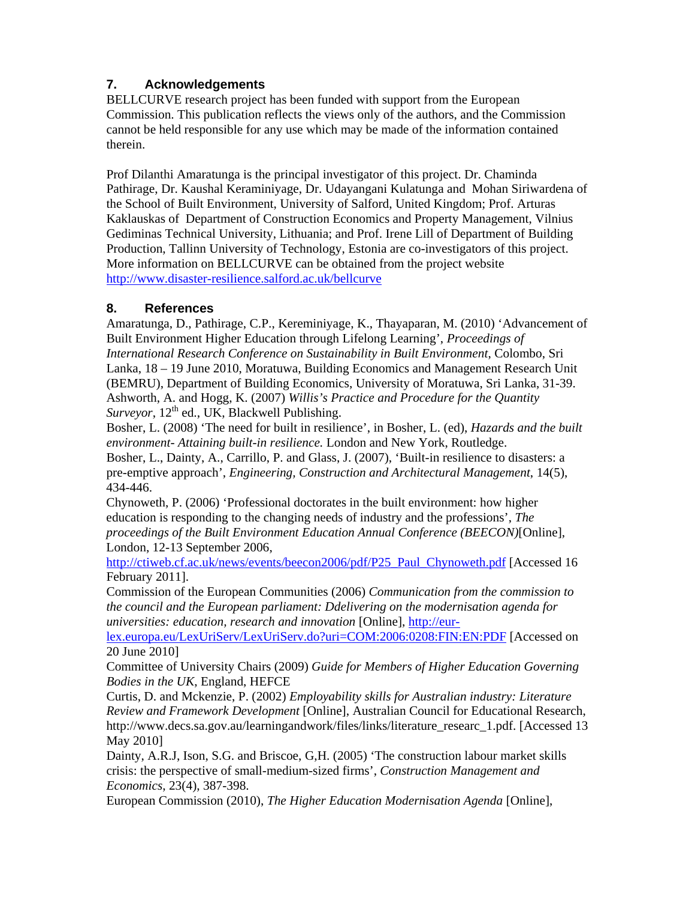## 7. Acknowledgements

BELLCURVE research project has been funded with support from the European Commission. This publication reflects the views only of the authors, and the Commission cannot be held responsible for any use which may be made of the information contained therein.

Prof Dilanthi Amaratunga is the principal investigator of this project. Dr. Chaminda Pathirage, Dr. Kaushal Keraminiyage, Dr. Udayangani Kulatunga and Mohan Siriwardena of the School of Built Environment, University of Salford, United Kingdom; Prof. Arturas Kaklauskas of Department of Construction Economics and Property Management, Vilnius Gediminas Technical University, Lithuania; and Prof. Irene Lill of Department of Building Production, Tallinn University of Technology, Estonia are co-investigators of this project. More information on BELLCURVE can be obtained from the project website http://www.disaster-resilience.salford.ac.uk/bellcurve

## 8. References

Amaratunga, D., Pathirage, C.P., Keraminiyage, K., Thayaparan, M. (2010) 'Advancement of Built Environment Higher Education through Lifelong Learning', *Proceedings of International Research Conference on Sustainability in Built Environment*, Colombo, Sri Lanka, 18 – 19 June 2010, Moratuwa, Building Economics and Management Research Unit (BEMRU), Department of Building Economics, University of Moratuwa, Sri Lanka, 31-39.

Ashworth, A. and Hogg, K. (2007) *Willis's Practice and Procedure for the Quantity Surveyor*, 12th ed., UK, Blackwell Publishing.

Bosher, L. (2008) 'The need for built in resilience', in Bosher, L. (ed), *Hazards and the built environment- Attaining built-in resilience.* London and New York, Routledge.

Bosher, L., Dainty, A., Carrillo, P. and Glass, J. (2007), 'Built-in resilience to disasters: a pre-emptive approach', *Engineering, Construction and Architectural Management*, 14(5), 434-446.

Chynoweth, P. (2006) 'Professional doctorates in the built environment: how higher education is responding to the changing needs of industry and the professions', *The proceedings of the Built Environment Education Annual Conference (BEECON)*[Online], London, 12-13 September 2006, http://ctiweb.cf.ac.uk/news/events/beecon2006/pdf/P25_Paul_Chynoweth.pdf [Accessed 16 February 2011].

Commission of the European Communities (2006) *Communication from the commission to the council and the European parliament: Ddelivering on the modernisation agenda for universities: education, research and innovation* [Online], http://eur-lex.europa.eu/LexUriServ/LexUriServ.do?uri=COM:2006:0208:FIN:EN:PDF [Accessed on 20 June 2010]

Committee of University Chairs (2009) *Guide for Members of Higher Education Governing Bodies in the UK*, England, HEFCE

Curtis, D. and Mckenzie, P. (2002) *Employability skills for Australian industry: Literature Review and Framework Development* [Online], Australian Council for Educational Research, http://www.decs.sa.gov.au/learningandwork/files/links/literature_researc_1.pdf. [Accessed 13 May 2010]

Dainty, A.R.J, Ison, S.G. and Briscoe, G,H. (2005) 'The construction labour market skills crisis: the perspective of small-medium-sized firms', *Construction Management and Economics*, 23(4), 387-398.

European Commission (2010), *The Higher Education Modernisation Agenda* [Online],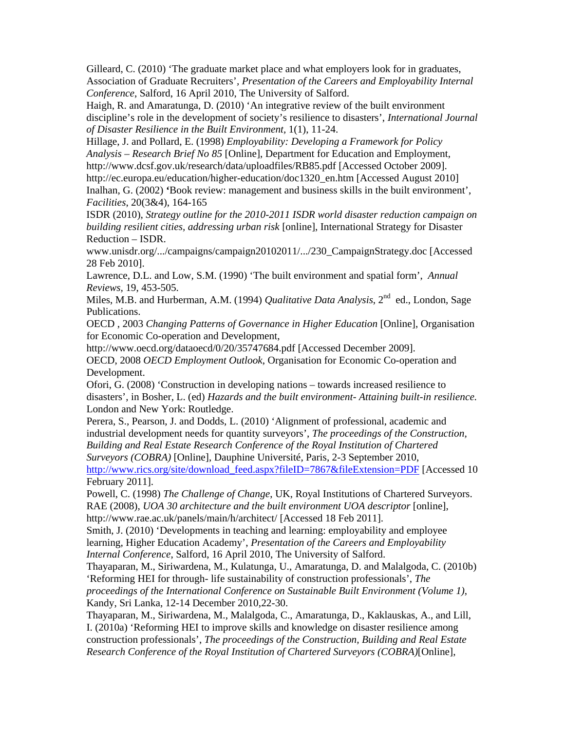Gilleard, C. (2010) 'The graduate market place and what employers look for in graduates, Association of Graduate Recruiters', *Presentation of the Careers and Employability Internal Conference*, Salford, 16 April 2010, The University of Salford.

Haigh, R. and Amaratunga, D. (2010) 'An integrative review of the built environment discipline's role in the development of society's resilience to disasters', *International Journal of Disaster Resilience in the Built Environment*, 1(1), 11-24.

Hillage, J. and Pollard, E. (1998) *Employability: Developing a Framework for Policy Analysis – Research Brief No 85* [Online], Department for Education and Employment, http://www.dcsf.gov.uk/research/data/uploadfiles/RB85.pdf [Accessed October 2009].

http://ec.europa.eu/education/higher-education/doc1320_en.htm [Accessed August 2010]

Inalhan, G. (2002) 'Book review: management and business skills in the built environment', *Facilities*, 20(3&4), 164-165

ISDR (2010), *Strategy outline for the 2010-2011 ISDR world disaster reduction campaign on building resilient cities, addressing urban risk* [online], International Strategy for Disaster Reduction – ISDR. www.unisdr.org/.../campaigns/campaign20102011/.../230_CampaignStrategy.doc [Accessed 28 Feb 2010].

Lawrence, D.L. and Low, S.M. (1990) 'The built environment and spatial form', *Annual Reviews*, 19, 453-505.

Miles, M.B. and Hurberman, A.M. (1994) *Qualitative Data Analysis*, 2nd ed., London, Sage Publications.

OECD , 2003 *Changing Patterns of Governance in Higher Education* [Online], Organisation for Economic Co-operation and Development, http://www.oecd.org/dataoecd/0/20/35747684.pdf [Accessed December 2009].

OECD, 2008 *OECD Employment Outlook*, Organisation for Economic Co-operation and Development.

Ofori, G. (2008) 'Construction in developing nations – towards increased resilience to disasters', in Bosher, L. (ed) *Hazards and the built environment- Attaining built-in resilience.* London and New York: Routledge.

Perera, S., Pearson, J. and Dodds, L. (2010) 'Alignment of professional, academic and industrial development needs for quantity surveyors', *The proceedings of the Construction, Building and Real Estate Research Conference of the Royal Institution of Chartered Surveyors (COBRA)* [Online], Dauphine Université, Paris, 2-3 September 2010, http://www.rics.org/site/download_feed.aspx?fileID=7867&fileExtension=PDF [Accessed 10 February 2011].

Powell, C. (1998) *The Challenge of Change*, UK, Royal Institutions of Chartered Surveyors.

RAE (2008), *UOA 30 architecture and the built environment UOA descriptor* [online], http://www.rae.ac.uk/panels/main/h/architect/ [Accessed 18 Feb 2011].

Smith, J. (2010) 'Developments in teaching and learning: employability and employee learning, Higher Education Academy', *Presentation of the Careers and Employability Internal Conference*, Salford, 16 April 2010, The University of Salford.

Thayaparan, M., Siriwardena, M., Kulatunga, U., Amaratunga, D. and Malalgoda, C. (2010b) 'Reforming HEI for through- life sustainability of construction professionals', *The proceedings of the International Conference on Sustainable Built Environment (Volume 1)*, Kandy, Sri Lanka, 12-14 December 2010,22-30.

Thayaparan, M., Siriwardena, M., Malalgoda, C., Amaratunga, D., Kaklauskas, A., and Lill, I. (2010a) 'Reforming HEI to improve skills and knowledge on disaster resilience among construction professionals', *The proceedings of the Construction, Building and Real Estate Research Conference of the Royal Institution of Chartered Surveyors (COBRA)*[Online],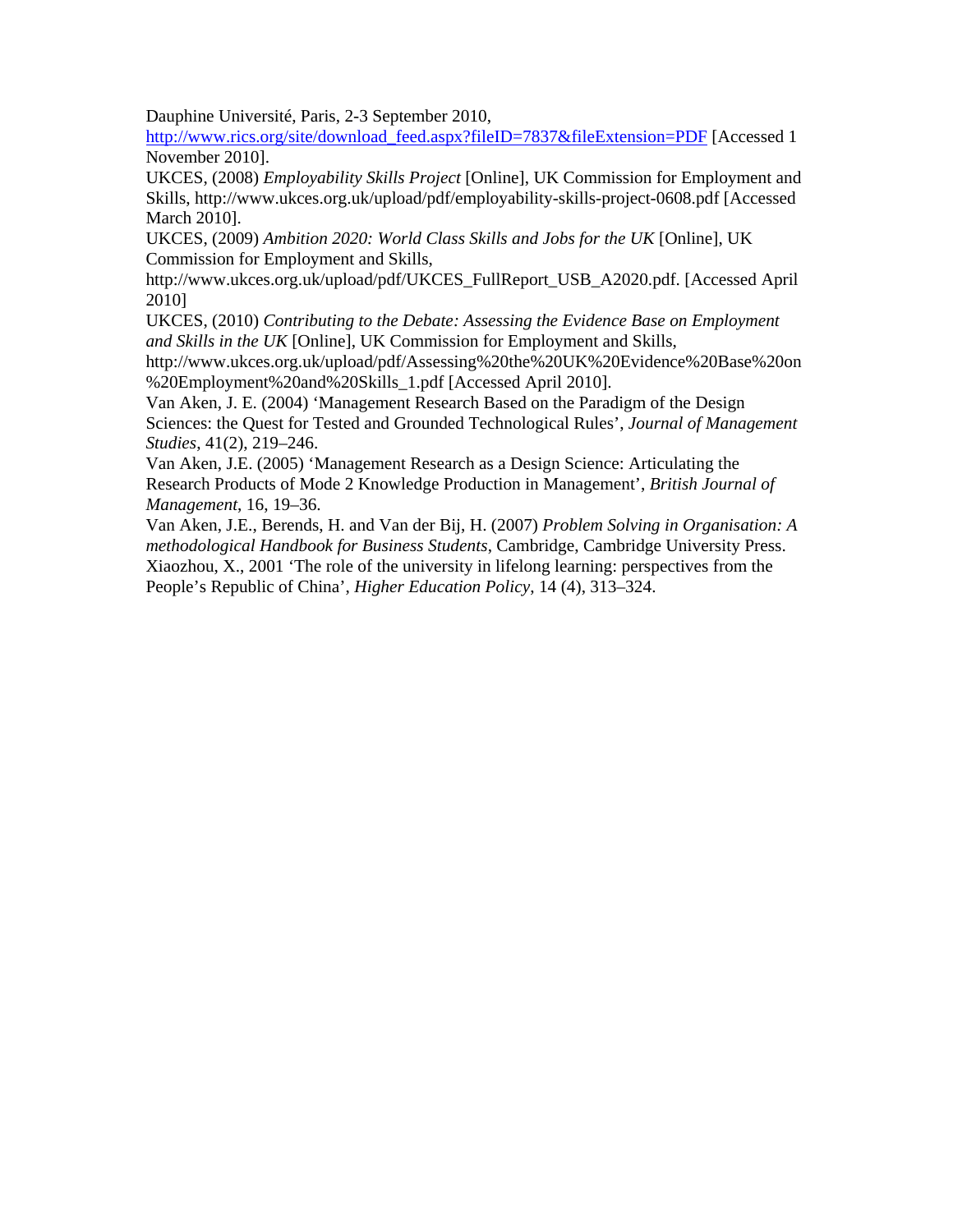Dauphine Université, Paris, 2-3 September 2010, http://www.rics.org/site/download_feed.aspx?fileID=7837&fileExtension=PDF [Accessed 1 November 2010].

UKCES, (2008) *Employability Skills Project* [Online], UK Commission for Employment and Skills, http://www.ukces.org.uk/upload/pdf/employability-skills-project-0608.pdf [Accessed March 2010].

UKCES, (2009) *Ambition 2020: World Class Skills and Jobs for the UK* [Online], UK Commission for Employment and Skills, http://www.ukces.org.uk/upload/pdf/UKCES_FullReport_USB_A2020.pdf. [Accessed April 2010]

UKCES, (2010) *Contributing to the Debate: Assessing the Evidence Base on Employment and Skills in the UK* [Online], UK Commission for Employment and Skills, http://www.ukces.org.uk/upload/pdf/Assessing%20the%20UK%20Evidence%20Base%20on%20Employment%20and%20Skills_1.pdf [Accessed April 2010].

Van Aken, J. E. (2004) 'Management Research Based on the Paradigm of the Design Sciences: the Quest for Tested and Grounded Technological Rules', *Journal of Management Studies*, 41(2), 219–246.

Van Aken, J.E. (2005) 'Management Research as a Design Science: Articulating the Research Products of Mode 2 Knowledge Production in Management', *British Journal of Management*, 16, 19–36.

Van Aken, J.E., Berends, H. and Van der Bij, H. (2007) *Problem Solving in Organisation: A methodological Handbook for Business Students*, Cambridge, Cambridge University Press.

Xiaozhou, X., 2001 'The role of the university in lifelong learning: perspectives from the People's Republic of China', *Higher Education Policy*, 14 (4), 313–324.